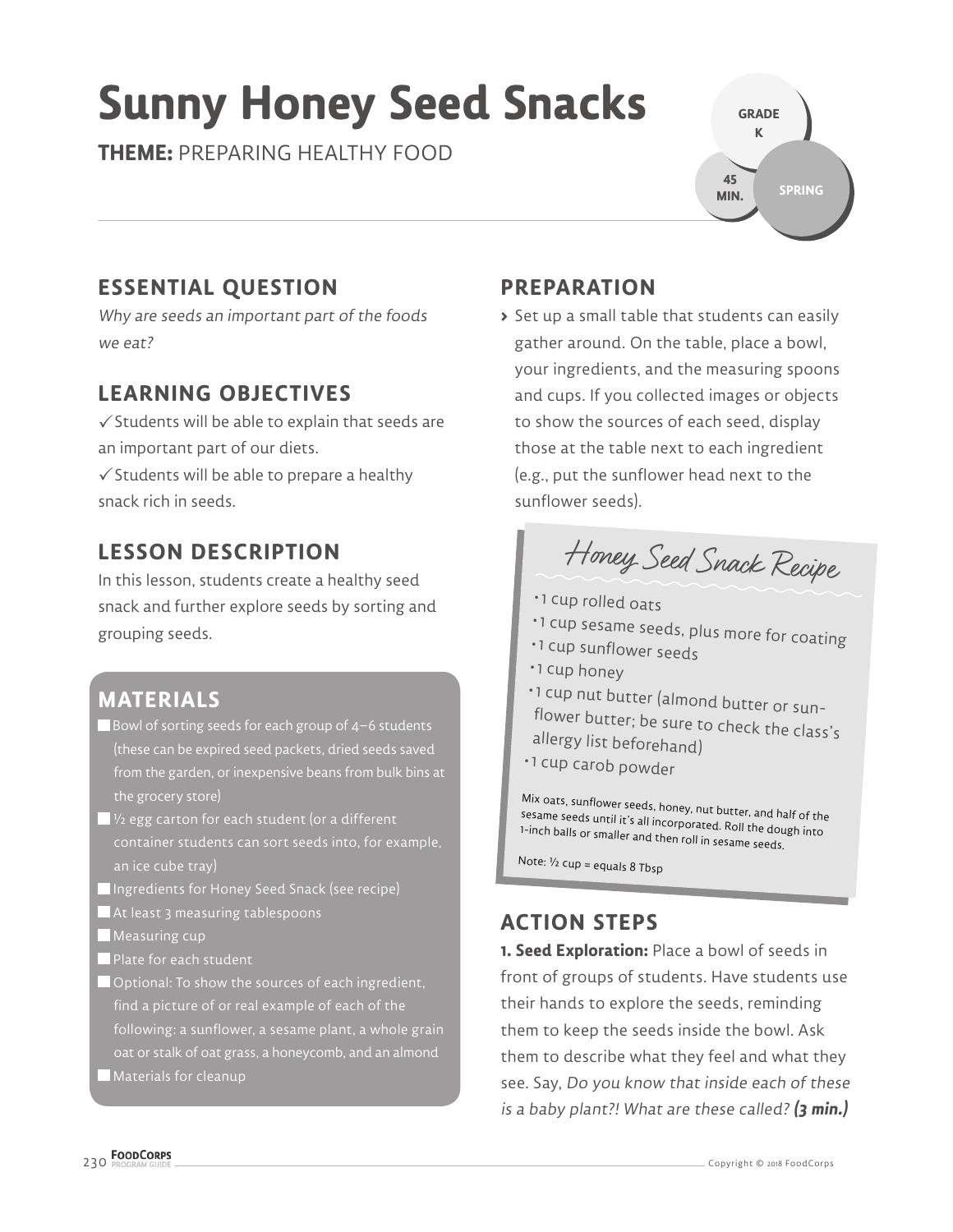# Sunny Honey Seed Snacks

**THEME:** PREPARING HEALTHY FOOD

GRADE K

45 MIN.

SPRING

## ESSENTIAL QUESTION

*Why are seeds an important part of the foods we eat?*

## LEARNING OBJECTIVES

✓ Students will be able to explain that seeds are an important part of our diets.

✓ Students will be able to prepare a healthy snack rich in seeds.

## LESSON DESCRIPTION

In this lesson, students create a healthy seed snack and further explore seeds by sorting and grouping seeds.

## MATERIALS

- Bowl of sorting seeds for each group of 4–6 students (these can be expired seed packets, dried seeds saved from the garden, or inexpensive beans from bulk bins at the grocery store)
- ½ egg carton for each student (or a different container students can sort seeds into, for example, an ice cube tray)
- Ingredients for Honey Seed Snack (see recipe)
- At least 3 measuring tablespoons
- Measuring cup
- Plate for each student
- Optional: To show the sources of each ingredient, find a picture of or real example of each of the following: a sunflower, a sesame plant, a whole grain oat or stalk of oat grass, a honeycomb, and an almond
- Materials for cleanup

## PREPARATION

› Set up a small table that students can easily gather around. On the table, place a bowl, your ingredients, and the measuring spoons and cups. If you collected images or objects to show the sources of each seed, display those at the table next to each ingredient (e.g., put the sunflower head next to the sunflower seeds).

### Honey Seed Snack Recipe

- 1 cup rolled oats
- 1 cup sesame seeds, plus more for coating
- 1 cup sunflower seeds
- 1 cup honey
- 1 cup nut butter (almond butter or sunflower butter; be sure to check the class's allergy list beforehand)
- 1 cup carob powder

Mix oats, sunflower seeds, honey, nut butter, and half of the sesame seeds until it's all incorporated. Roll the dough into 1-inch balls or smaller and then roll in sesame seeds.

Note: ½ cup = equals 8 Tbsp

## ACTION STEPS

**1. Seed Exploration:** Place a bowl of seeds in front of groups of students. Have students use their hands to explore the seeds, reminding them to keep the seeds inside the bowl. Ask them to describe what they feel and what they see. Say, *Do you know that inside each of these is a baby plant?! What are these called?* ***(3 min.)***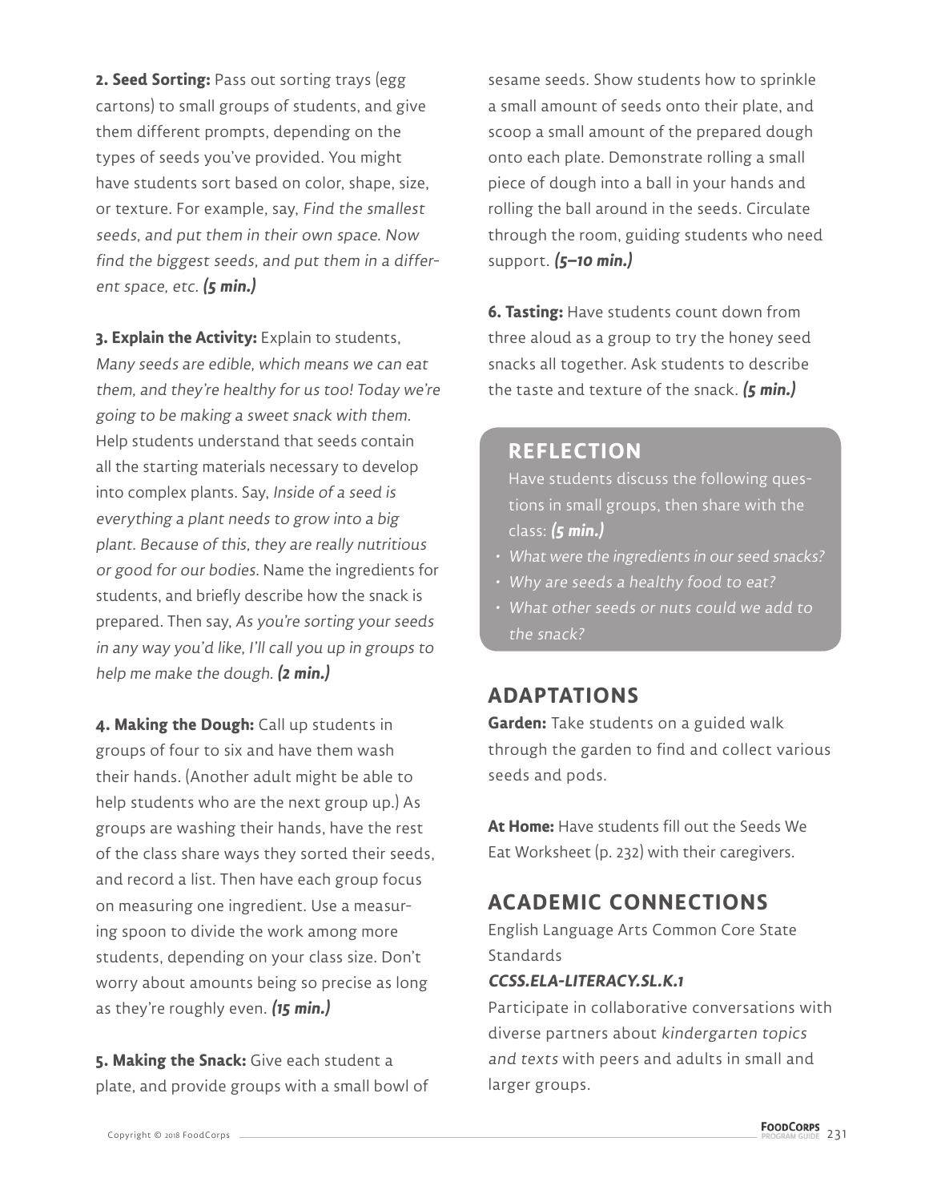**2. Seed Sorting:** Pass out sorting trays (egg cartons) to small groups of students, and give them different prompts, depending on the types of seeds you've provided. You might have students sort based on color, shape, size, or texture. For example, say, *Find the smallest seeds, and put them in their own space. Now find the biggest seeds, and put them in a different space, etc.* ***(5 min.)***

**3. Explain the Activity:** Explain to students, *Many seeds are edible, which means we can eat them, and they're healthy for us too! Today we're going to be making a sweet snack with them.* Help students understand that seeds contain all the starting materials necessary to develop into complex plants. Say, *Inside of a seed is everything a plant needs to grow into a big plant. Because of this, they are really nutritious or good for our bodies.* Name the ingredients for students, and briefly describe how the snack is prepared. Then say, *As you're sorting your seeds in any way you'd like, I'll call you up in groups to help me make the dough.* ***(2 min.)***

**4. Making the Dough:** Call up students in groups of four to six and have them wash their hands. (Another adult might be able to help students who are the next group up.) As groups are washing their hands, have the rest of the class share ways they sorted their seeds, and record a list. Then have each group focus on measuring one ingredient. Use a measuring spoon to divide the work among more students, depending on your class size. Don't worry about amounts being so precise as long as they're roughly even. ***(15 min.)***

**5. Making the Snack:** Give each student a plate, and provide groups with a small bowl of sesame seeds. Show students how to sprinkle a small amount of seeds onto their plate, and scoop a small amount of the prepared dough onto each plate. Demonstrate rolling a small piece of dough into a ball in your hands and rolling the ball around in the seeds. Circulate through the room, guiding students who need support. ***(5–10 min.)***

**6. Tasting:** Have students count down from three aloud as a group to try the honey seed snacks all together. Ask students to describe the taste and texture of the snack. ***(5 min.)***

## REFLECTION

Have students discuss the following questions in small groups, then share with the class: ***(5 min.)***

- *What were the ingredients in our seed snacks?*
- *Why are seeds a healthy food to eat?*
- *What other seeds or nuts could we add to the snack?*

## ADAPTATIONS

**Garden:** Take students on a guided walk through the garden to find and collect various seeds and pods.

**At Home:** Have students fill out the Seeds We Eat Worksheet (p. 232) with their caregivers.

## ACADEMIC CONNECTIONS

English Language Arts Common Core State Standards

***CCSS.ELA-LITERACY.SL.K.1***

Participate in collaborative conversations with diverse partners about *kindergarten topics and texts* with peers and adults in small and larger groups.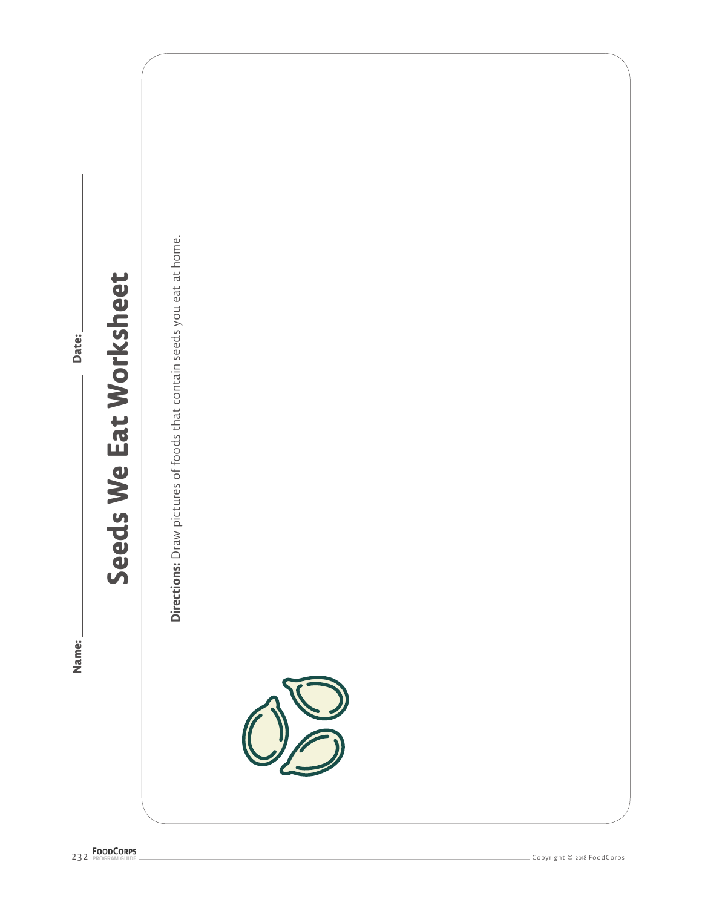Name: ______________________ Date: ______________________

# Seeds We Eat Worksheet

**Directions:** Draw pictures of foods that contain seeds you eat at home.